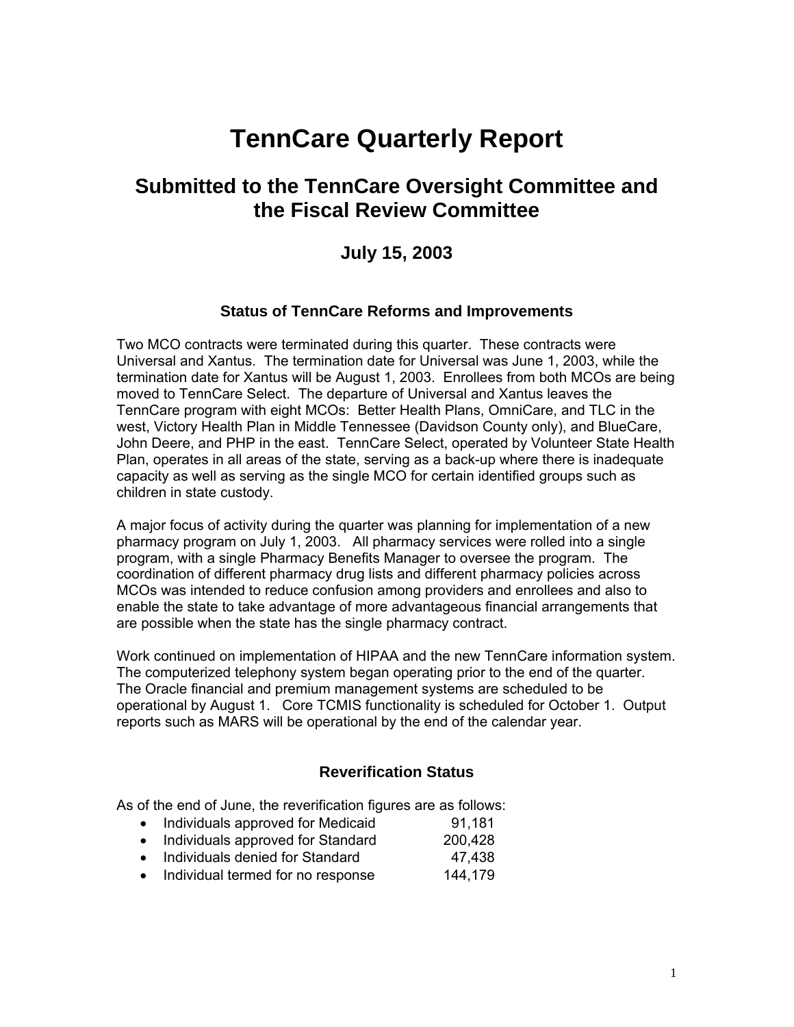# TennCare Quarterly Report

## Submitted to the TennCare Oversight Committee and the Fiscal Review Committee

### July 15, 2003

### Status of TennCare Reforms and Improvements

Two MCO contracts were terminated during this quarter. These contracts were Universal and Xantus. The termination date for Universal was June 1, 2003, while the termination date for Xantus will be August 1, 2003. Enrollees from both MCOs are being moved to TennCare Select. The departure of Universal and Xantus leaves the TennCare program with eight MCOs: Better Health Plans, OmniCare, and TLC in the west, Victory Health Plan in Middle Tennessee (Davidson County only), and BlueCare, John Deere, and PHP in the east. TennCare Select, operated by Volunteer State Health Plan, operates in all areas of the state, serving as a back-up where there is inadequate capacity as well as serving as the single MCO for certain identified groups such as children in state custody.

A major focus of activity during the quarter was planning for implementation of a new pharmacy program on July 1, 2003. All pharmacy services were rolled into a single program, with a single Pharmacy Benefits Manager to oversee the program. The coordination of different pharmacy drug lists and different pharmacy policies across MCOs was intended to reduce confusion among providers and enrollees and also to enable the state to take advantage of more advantageous financial arrangements that are possible when the state has the single pharmacy contract.

Work continued on implementation of HIPAA and the new TennCare information system. The computerized telephony system began operating prior to the end of the quarter. The Oracle financial and premium management systems are scheduled to be operational by August 1. Core TCMIS functionality is scheduled for October 1. Output reports such as MARS will be operational by the end of the calendar year.

### Reverification Status

As of the end of June, the reverification figures are as follows:

- Individuals approved for Medicaid 91,181
- Individuals approved for Standard 200,428
- Individuals denied for Standard 47,438
- Individual termed for no response 144,179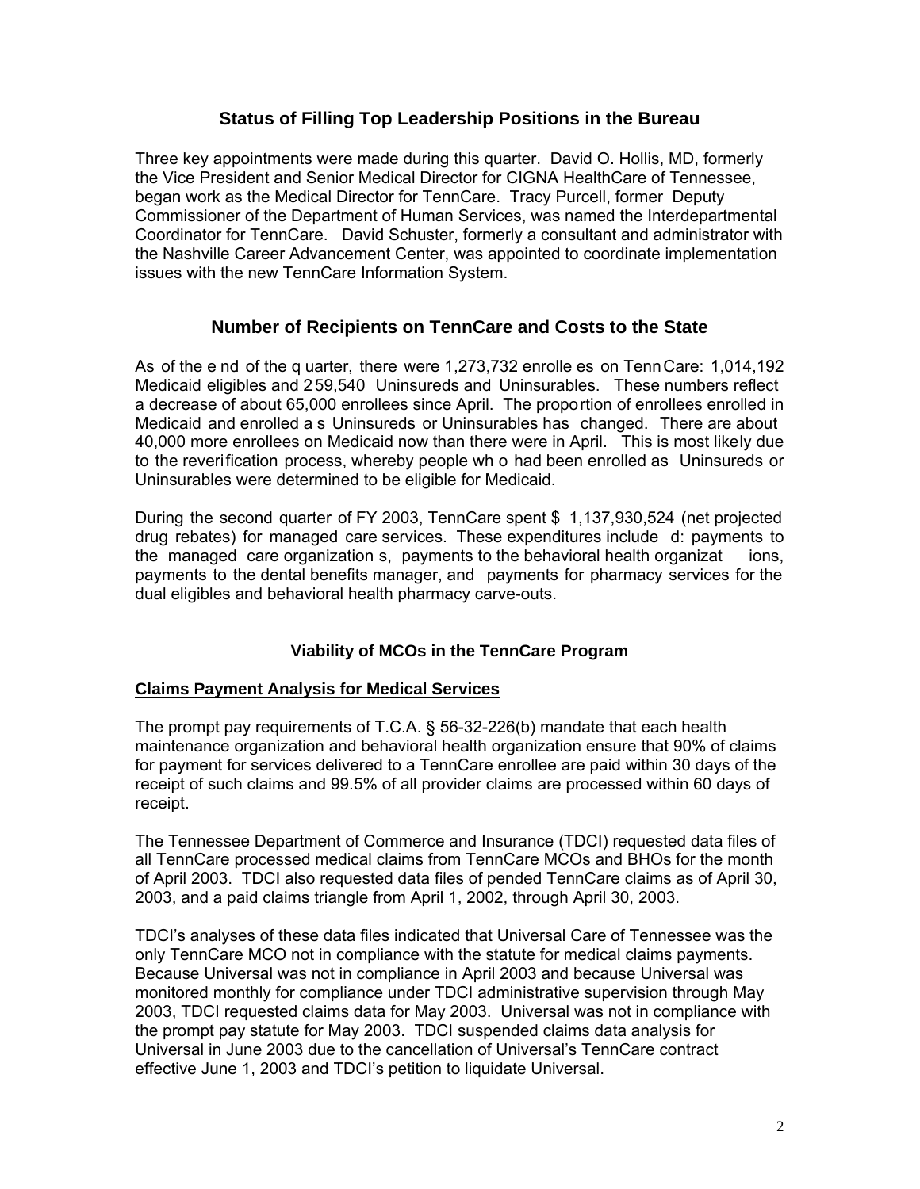## Status of Filling Top Leadership Positions in the Bureau

Three key appointments were made during this quarter. David O. Hollis, MD, formerly the Vice President and Senior Medical Director for CIGNA HealthCare of Tennessee, began work as the Medical Director for TennCare. Tracy Purcell, former Deputy Commissioner of the Department of Human Services, was named the Interdepartmental Coordinator for TennCare. David Schuster, formerly a consultant and administrator with the Nashville Career Advancement Center, was appointed to coordinate implementation issues with the new TennCare Information System.

## Number of Recipients on TennCare and Costs to the State

As of the end of the quarter, there were 1,273,732 enrollees on TennCare: 1,014,192 Medicaid eligibles and 259,540 Uninsureds and Uninsurables. These numbers reflect a decrease of about 65,000 enrollees since April. The proportion of enrollees enrolled in Medicaid and enrolled as Uninsureds or Uninsurables has changed. There are about 40,000 more enrollees on Medicaid now than there were in April. This is most likely due to the reverification process, whereby people who had been enrolled as Uninsureds or Uninsurables were determined to be eligible for Medicaid.

During the second quarter of FY 2003, TennCare spent $ 1,137,930,524 (net projected drug rebates) for managed care services. These expenditures included: payments to the managed care organizations, payments to the behavioral health organizations, payments to the dental benefits manager, and payments for pharmacy services for the dual eligibles and behavioral health pharmacy carve-outs.

### Viability of MCOs in the TennCare Program

**Claims Payment Analysis for Medical Services**

The prompt pay requirements of T.C.A. § 56-32-226(b) mandate that each health maintenance organization and behavioral health organization ensure that 90% of claims for payment for services delivered to a TennCare enrollee are paid within 30 days of the receipt of such claims and 99.5% of all provider claims are processed within 60 days of receipt.

The Tennessee Department of Commerce and Insurance (TDCI) requested data files of all TennCare processed medical claims from TennCare MCOs and BHOs for the month of April 2003. TDCI also requested data files of pended TennCare claims as of April 30, 2003, and a paid claims triangle from April 1, 2002, through April 30, 2003.

TDCI's analyses of these data files indicated that Universal Care of Tennessee was the only TennCare MCO not in compliance with the statute for medical claims payments. Because Universal was not in compliance in April 2003 and because Universal was monitored monthly for compliance under TDCI administrative supervision through May 2003, TDCI requested claims data for May 2003. Universal was not in compliance with the prompt pay statute for May 2003. TDCI suspended claims data analysis for Universal in June 2003 due to the cancellation of Universal's TennCare contract effective June 1, 2003 and TDCI's petition to liquidate Universal.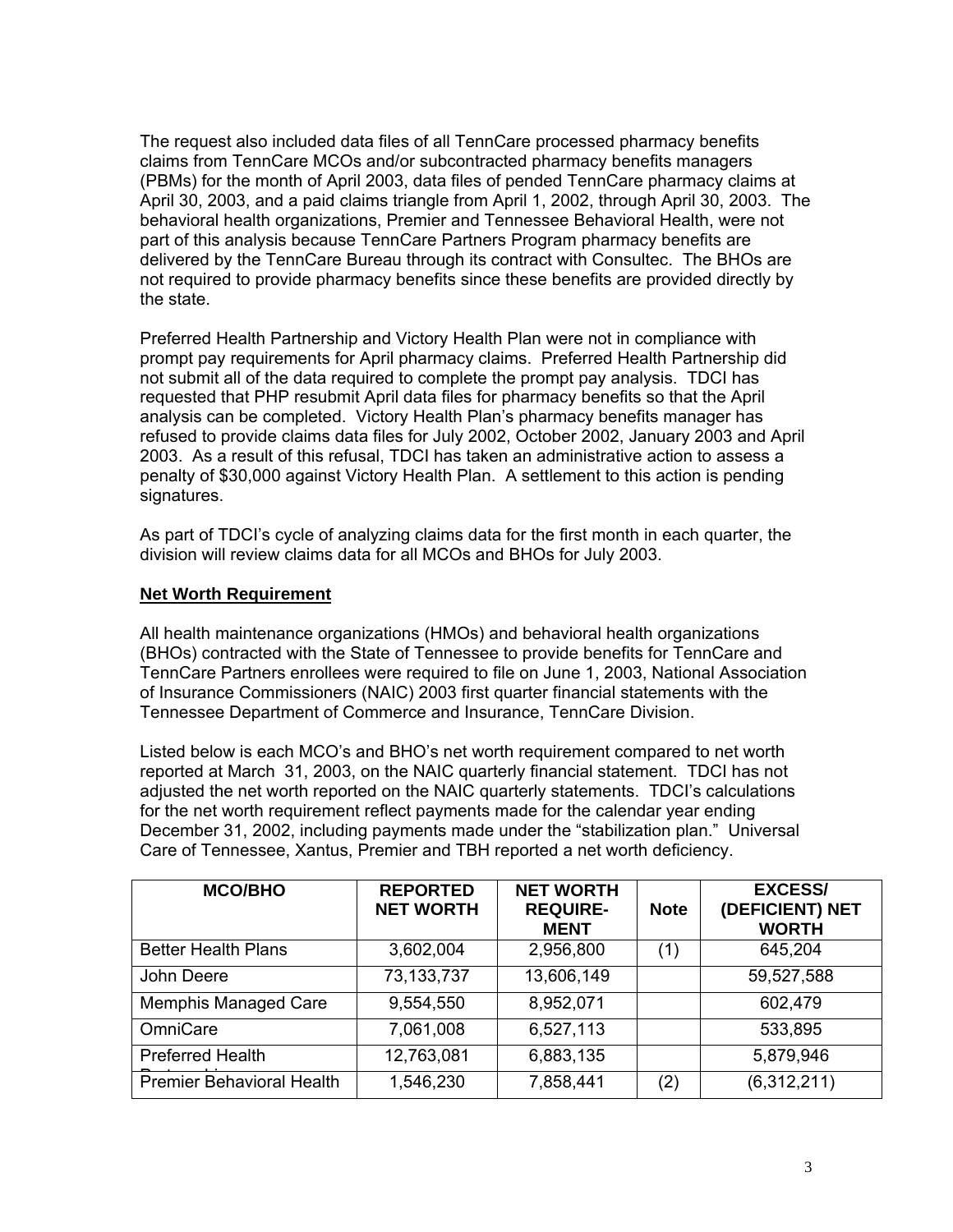The request also included data files of all TennCare processed pharmacy benefits claims from TennCare MCOs and/or subcontracted pharmacy benefits managers (PBMs) for the month of April 2003, data files of pended TennCare pharmacy claims at April 30, 2003, and a paid claims triangle from April 1, 2002, through April 30, 2003. The behavioral health organizations, Premier and Tennessee Behavioral Health, were not part of this analysis because TennCare Partners Program pharmacy benefits are delivered by the TennCare Bureau through its contract with Consultec. The BHOs are not required to provide pharmacy benefits since these benefits are provided directly by the state.

Preferred Health Partnership and Victory Health Plan were not in compliance with prompt pay requirements for April pharmacy claims. Preferred Health Partnership did not submit all of the data required to complete the prompt pay analysis. TDCI has requested that PHP resubmit April data files for pharmacy benefits so that the April analysis can be completed. Victory Health Plan's pharmacy benefits manager has refused to provide claims data files for July 2002, October 2002, January 2003 and April 2003. As a result of this refusal, TDCI has taken an administrative action to assess a penalty of $30,000 against Victory Health Plan. A settlement to this action is pending signatures.

As part of TDCI's cycle of analyzing claims data for the first month in each quarter, the division will review claims data for all MCOs and BHOs for July 2003.

**Net Worth Requirement**

All health maintenance organizations (HMOs) and behavioral health organizations (BHOs) contracted with the State of Tennessee to provide benefits for TennCare and TennCare Partners enrollees were required to file on June 1, 2003, National Association of Insurance Commissioners (NAIC) 2003 first quarter financial statements with the Tennessee Department of Commerce and Insurance, TennCare Division.

Listed below is each MCO's and BHO's net worth requirement compared to net worth reported at March 31, 2003, on the NAIC quarterly financial statement. TDCI has not adjusted the net worth reported on the NAIC quarterly statements. TDCI's calculations for the net worth requirement reflect payments made for the calendar year ending December 31, 2002, including payments made under the "stabilization plan." Universal Care of Tennessee, Xantus, Premier and TBH reported a net worth deficiency.

| MCO/BHO | REPORTED NET WORTH | NET WORTH REQUIRE-MENT | Note | EXCESS/ (DEFICIENT) NET WORTH |
|---|---|---|---|---|
| Better Health Plans | 3,602,004 | 2,956,800 | (1) | 645,204 |
| John Deere | 73,133,737 | 13,606,149 | | 59,527,588 |
| Memphis Managed Care | 9,554,550 | 8,952,071 | | 602,479 |
| OmniCare | 7,061,008 | 6,527,113 | | 533,895 |
| Preferred Health Partnership | 12,763,081 | 6,883,135 | | 5,879,946 |
| Premier Behavioral Health | 1,546,230 | 7,858,441 | (2) | (6,312,211) |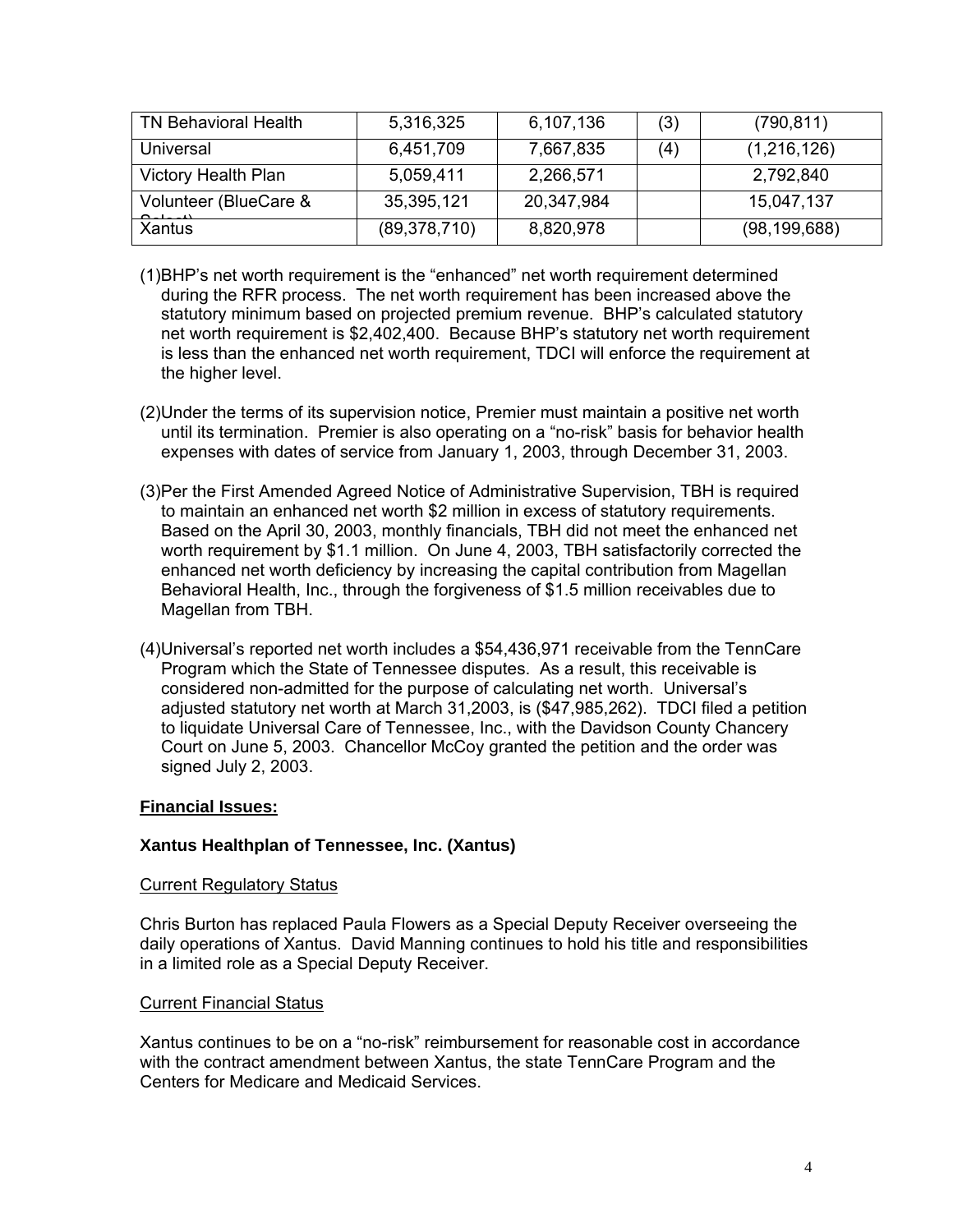| | | | | |
|---|---|---|---|---|
| TN Behavioral Health | 5,316,325 | 6,107,136 | (3) | (790,811) |
| Universal | 6,451,709 | 7,667,835 | (4) | (1,216,126) |
| Victory Health Plan | 5,059,411 | 2,266,571 | | 2,792,840 |
| Volunteer (BlueCare & Select) | 35,395,121 | 20,347,984 | | 15,047,137 |
| Xantus | (89,378,710) | 8,820,978 | | (98,199,688) |

(1)BHP's net worth requirement is the "enhanced" net worth requirement determined during the RFR process. The net worth requirement has been increased above the statutory minimum based on projected premium revenue. BHP's calculated statutory net worth requirement is $2,402,400. Because BHP's statutory net worth requirement is less than the enhanced net worth requirement, TDCI will enforce the requirement at the higher level.

(2)Under the terms of its supervision notice, Premier must maintain a positive net worth until its termination. Premier is also operating on a "no-risk" basis for behavior health expenses with dates of service from January 1, 2003, through December 31, 2003.

(3)Per the First Amended Agreed Notice of Administrative Supervision, TBH is required to maintain an enhanced net worth $2 million in excess of statutory requirements. Based on the April 30, 2003, monthly financials, TBH did not meet the enhanced net worth requirement by $1.1 million. On June 4, 2003, TBH satisfactorily corrected the enhanced net worth deficiency by increasing the capital contribution from Magellan Behavioral Health, Inc., through the forgiveness of $1.5 million receivables due to Magellan from TBH.

(4)Universal's reported net worth includes a $54,436,971 receivable from the TennCare Program which the State of Tennessee disputes. As a result, this receivable is considered non-admitted for the purpose of calculating net worth. Universal's adjusted statutory net worth at March 31,2003, is ($47,985,262). TDCI filed a petition to liquidate Universal Care of Tennessee, Inc., with the Davidson County Chancery Court on June 5, 2003. Chancellor McCoy granted the petition and the order was signed July 2, 2003.

## Financial Issues:

### Xantus Healthplan of Tennessee, Inc. (Xantus)

#### Current Regulatory Status

Chris Burton has replaced Paula Flowers as a Special Deputy Receiver overseeing the daily operations of Xantus. David Manning continues to hold his title and responsibilities in a limited role as a Special Deputy Receiver.

#### Current Financial Status

Xantus continues to be on a "no-risk" reimbursement for reasonable cost in accordance with the contract amendment between Xantus, the state TennCare Program and the Centers for Medicare and Medicaid Services.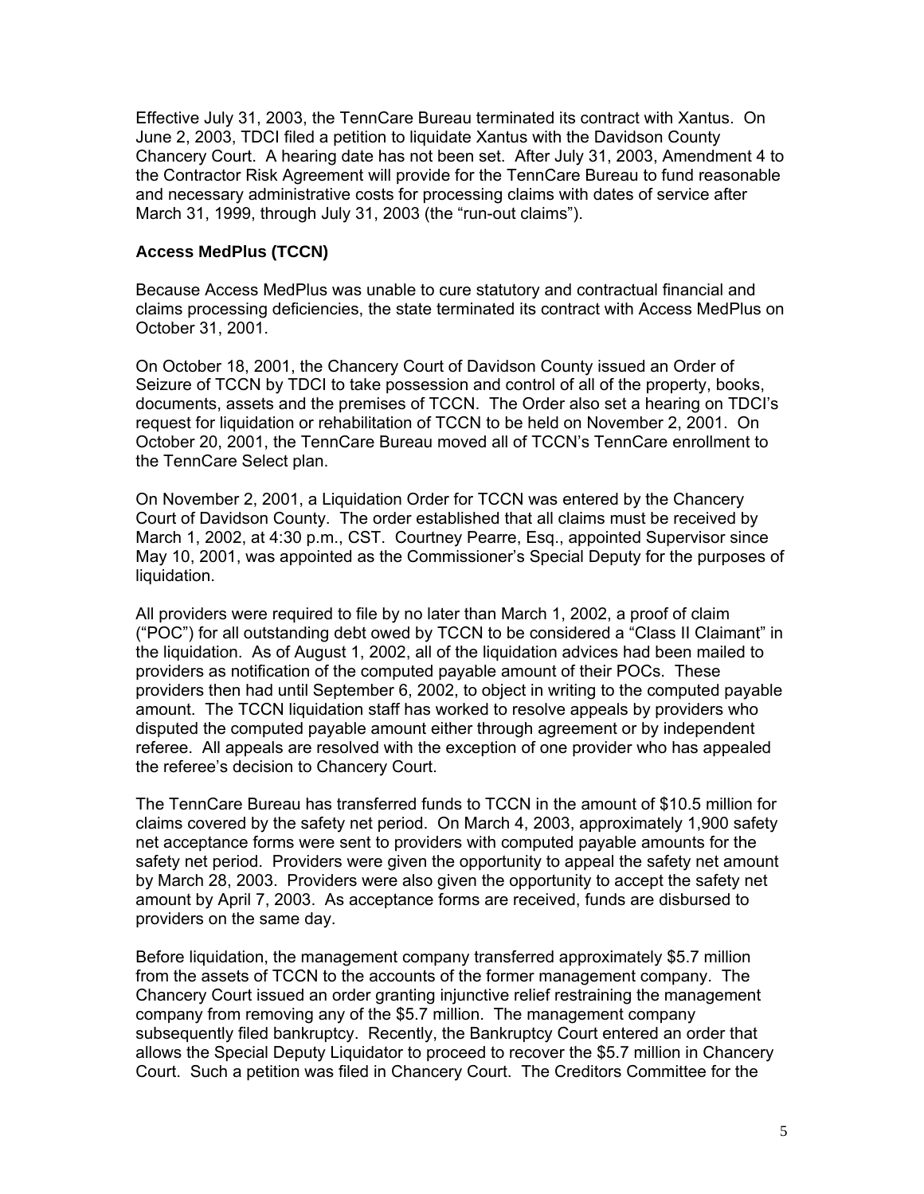Effective July 31, 2003, the TennCare Bureau terminated its contract with Xantus. On June 2, 2003, TDCI filed a petition to liquidate Xantus with the Davidson County Chancery Court. A hearing date has not been set. After July 31, 2003, Amendment 4 to the Contractor Risk Agreement will provide for the TennCare Bureau to fund reasonable and necessary administrative costs for processing claims with dates of service after March 31, 1999, through July 31, 2003 (the "run-out claims").

### Access MedPlus (TCCN)

Because Access MedPlus was unable to cure statutory and contractual financial and claims processing deficiencies, the state terminated its contract with Access MedPlus on October 31, 2001.

On October 18, 2001, the Chancery Court of Davidson County issued an Order of Seizure of TCCN by TDCI to take possession and control of all of the property, books, documents, assets and the premises of TCCN. The Order also set a hearing on TDCI's request for liquidation or rehabilitation of TCCN to be held on November 2, 2001. On October 20, 2001, the TennCare Bureau moved all of TCCN's TennCare enrollment to the TennCare Select plan.

On November 2, 2001, a Liquidation Order for TCCN was entered by the Chancery Court of Davidson County. The order established that all claims must be received by March 1, 2002, at 4:30 p.m., CST. Courtney Pearre, Esq., appointed Supervisor since May 10, 2001, was appointed as the Commissioner's Special Deputy for the purposes of liquidation.

All providers were required to file by no later than March 1, 2002, a proof of claim ("POC") for all outstanding debt owed by TCCN to be considered a "Class II Claimant" in the liquidation. As of August 1, 2002, all of the liquidation advices had been mailed to providers as notification of the computed payable amount of their POCs. These providers then had until September 6, 2002, to object in writing to the computed payable amount. The TCCN liquidation staff has worked to resolve appeals by providers who disputed the computed payable amount either through agreement or by independent referee. All appeals are resolved with the exception of one provider who has appealed the referee's decision to Chancery Court.

The TennCare Bureau has transferred funds to TCCN in the amount of $10.5 million for claims covered by the safety net period. On March 4, 2003, approximately 1,900 safety net acceptance forms were sent to providers with computed payable amounts for the safety net period. Providers were given the opportunity to appeal the safety net amount by March 28, 2003. Providers were also given the opportunity to accept the safety net amount by April 7, 2003. As acceptance forms are received, funds are disbursed to providers on the same day.

Before liquidation, the management company transferred approximately $5.7 million from the assets of TCCN to the accounts of the former management company. The Chancery Court issued an order granting injunctive relief restraining the management company from removing any of the $5.7 million. The management company subsequently filed bankruptcy. Recently, the Bankruptcy Court entered an order that allows the Special Deputy Liquidator to proceed to recover the $5.7 million in Chancery Court. Such a petition was filed in Chancery Court. The Creditors Committee for the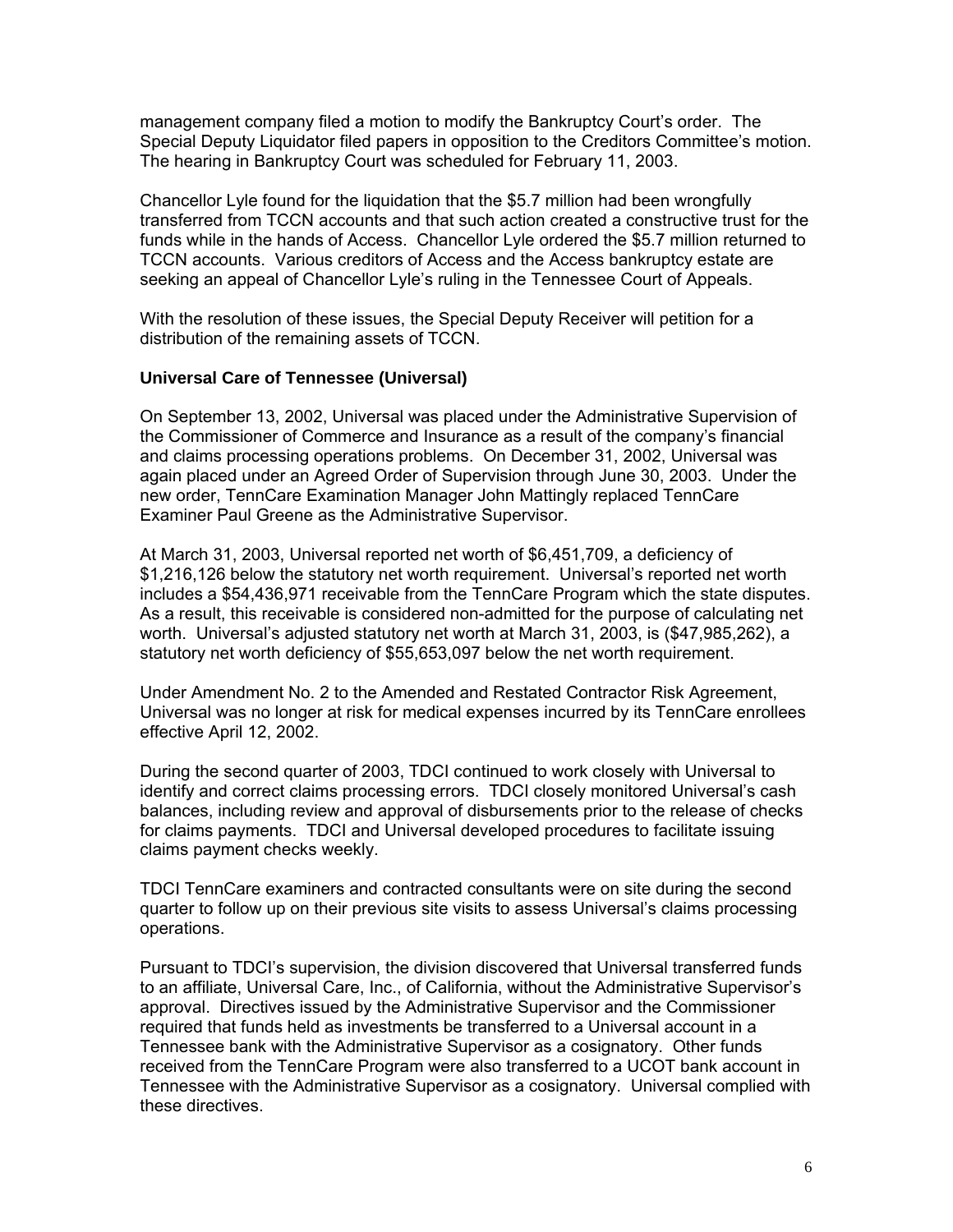management company filed a motion to modify the Bankruptcy Court's order. The Special Deputy Liquidator filed papers in opposition to the Creditors Committee's motion. The hearing in Bankruptcy Court was scheduled for February 11, 2003.

Chancellor Lyle found for the liquidation that the $5.7 million had been wrongfully transferred from TCCN accounts and that such action created a constructive trust for the funds while in the hands of Access. Chancellor Lyle ordered the $5.7 million returned to TCCN accounts. Various creditors of Access and the Access bankruptcy estate are seeking an appeal of Chancellor Lyle's ruling in the Tennessee Court of Appeals.

With the resolution of these issues, the Special Deputy Receiver will petition for a distribution of the remaining assets of TCCN.

**Universal Care of Tennessee (Universal)**

On September 13, 2002, Universal was placed under the Administrative Supervision of the Commissioner of Commerce and Insurance as a result of the company's financial and claims processing operations problems. On December 31, 2002, Universal was again placed under an Agreed Order of Supervision through June 30, 2003. Under the new order, TennCare Examination Manager John Mattingly replaced TennCare Examiner Paul Greene as the Administrative Supervisor.

At March 31, 2003, Universal reported net worth of $6,451,709, a deficiency of $1,216,126 below the statutory net worth requirement. Universal's reported net worth includes a $54,436,971 receivable from the TennCare Program which the state disputes. As a result, this receivable is considered non-admitted for the purpose of calculating net worth. Universal's adjusted statutory net worth at March 31, 2003, is ($47,985,262), a statutory net worth deficiency of $55,653,097 below the net worth requirement.

Under Amendment No. 2 to the Amended and Restated Contractor Risk Agreement, Universal was no longer at risk for medical expenses incurred by its TennCare enrollees effective April 12, 2002.

During the second quarter of 2003, TDCI continued to work closely with Universal to identify and correct claims processing errors. TDCI closely monitored Universal's cash balances, including review and approval of disbursements prior to the release of checks for claims payments. TDCI and Universal developed procedures to facilitate issuing claims payment checks weekly.

TDCI TennCare examiners and contracted consultants were on site during the second quarter to follow up on their previous site visits to assess Universal's claims processing operations.

Pursuant to TDCI's supervision, the division discovered that Universal transferred funds to an affiliate, Universal Care, Inc., of California, without the Administrative Supervisor's approval. Directives issued by the Administrative Supervisor and the Commissioner required that funds held as investments be transferred to a Universal account in a Tennessee bank with the Administrative Supervisor as a cosignatory. Other funds received from the TennCare Program were also transferred to a UCOT bank account in Tennessee with the Administrative Supervisor as a cosignatory. Universal complied with these directives.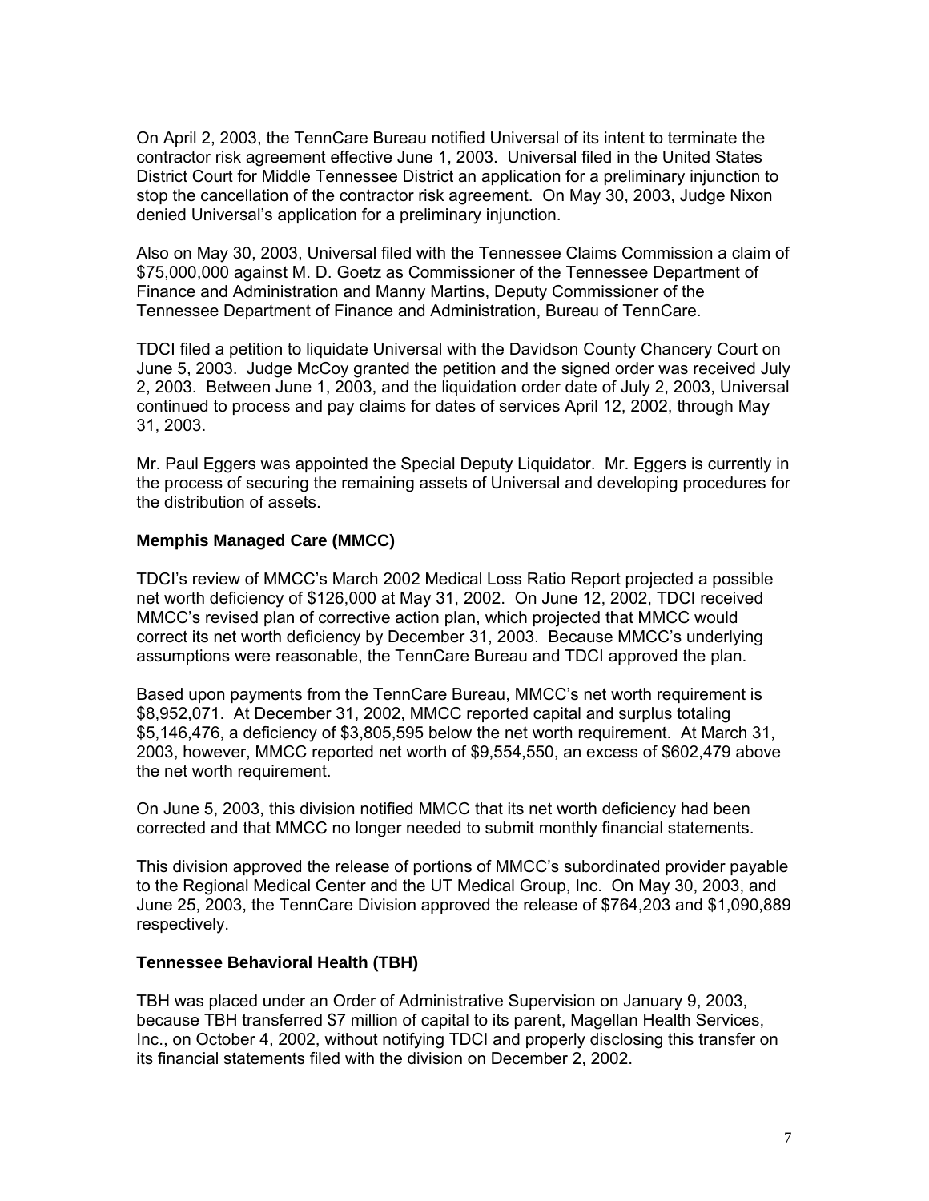On April 2, 2003, the TennCare Bureau notified Universal of its intent to terminate the contractor risk agreement effective June 1, 2003. Universal filed in the United States District Court for Middle Tennessee District an application for a preliminary injunction to stop the cancellation of the contractor risk agreement. On May 30, 2003, Judge Nixon denied Universal's application for a preliminary injunction.

Also on May 30, 2003, Universal filed with the Tennessee Claims Commission a claim of $75,000,000 against M. D. Goetz as Commissioner of the Tennessee Department of Finance and Administration and Manny Martins, Deputy Commissioner of the Tennessee Department of Finance and Administration, Bureau of TennCare.

TDCI filed a petition to liquidate Universal with the Davidson County Chancery Court on June 5, 2003. Judge McCoy granted the petition and the signed order was received July 2, 2003. Between June 1, 2003, and the liquidation order date of July 2, 2003, Universal continued to process and pay claims for dates of services April 12, 2002, through May 31, 2003.

Mr. Paul Eggers was appointed the Special Deputy Liquidator. Mr. Eggers is currently in the process of securing the remaining assets of Universal and developing procedures for the distribution of assets.

**Memphis Managed Care (MMCC)**

TDCI's review of MMCC's March 2002 Medical Loss Ratio Report projected a possible net worth deficiency of $126,000 at May 31, 2002. On June 12, 2002, TDCI received MMCC's revised plan of corrective action plan, which projected that MMCC would correct its net worth deficiency by December 31, 2003. Because MMCC's underlying assumptions were reasonable, the TennCare Bureau and TDCI approved the plan.

Based upon payments from the TennCare Bureau, MMCC's net worth requirement is $8,952,071. At December 31, 2002, MMCC reported capital and surplus totaling $5,146,476, a deficiency of $3,805,595 below the net worth requirement. At March 31, 2003, however, MMCC reported net worth of $9,554,550, an excess of $602,479 above the net worth requirement.

On June 5, 2003, this division notified MMCC that its net worth deficiency had been corrected and that MMCC no longer needed to submit monthly financial statements.

This division approved the release of portions of MMCC's subordinated provider payable to the Regional Medical Center and the UT Medical Group, Inc. On May 30, 2003, and June 25, 2003, the TennCare Division approved the release of $764,203 and $1,090,889 respectively.

**Tennessee Behavioral Health (TBH)**

TBH was placed under an Order of Administrative Supervision on January 9, 2003, because TBH transferred $7 million of capital to its parent, Magellan Health Services, Inc., on October 4, 2002, without notifying TDCI and properly disclosing this transfer on its financial statements filed with the division on December 2, 2002.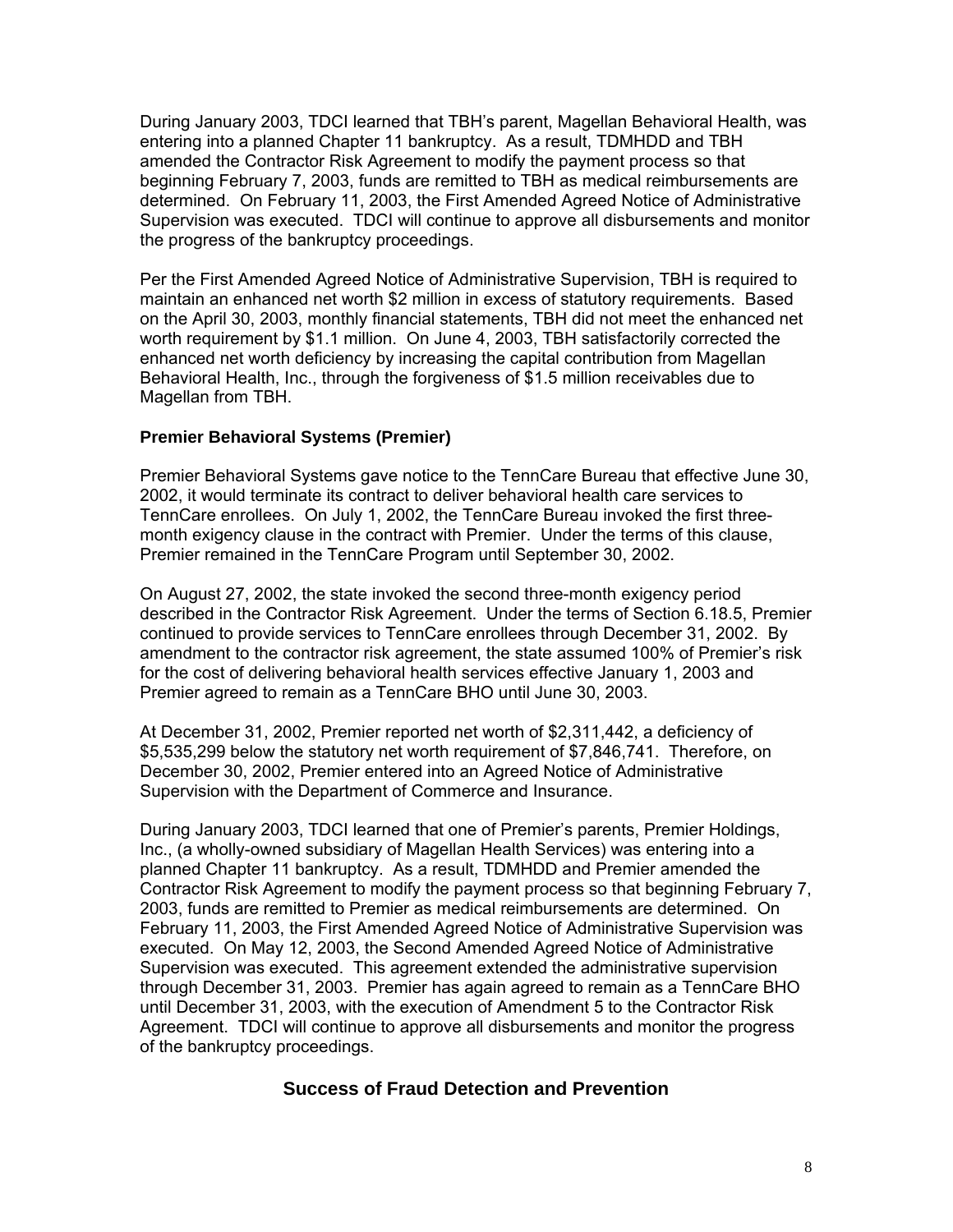During January 2003, TDCI learned that TBH's parent, Magellan Behavioral Health, was entering into a planned Chapter 11 bankruptcy. As a result, TDMHDD and TBH amended the Contractor Risk Agreement to modify the payment process so that beginning February 7, 2003, funds are remitted to TBH as medical reimbursements are determined. On February 11, 2003, the First Amended Agreed Notice of Administrative Supervision was executed. TDCI will continue to approve all disbursements and monitor the progress of the bankruptcy proceedings.

Per the First Amended Agreed Notice of Administrative Supervision, TBH is required to maintain an enhanced net worth $2 million in excess of statutory requirements. Based on the April 30, 2003, monthly financial statements, TBH did not meet the enhanced net worth requirement by $1.1 million. On June 4, 2003, TBH satisfactorily corrected the enhanced net worth deficiency by increasing the capital contribution from Magellan Behavioral Health, Inc., through the forgiveness of $1.5 million receivables due to Magellan from TBH.

### Premier Behavioral Systems (Premier)

Premier Behavioral Systems gave notice to the TennCare Bureau that effective June 30, 2002, it would terminate its contract to deliver behavioral health care services to TennCare enrollees. On July 1, 2002, the TennCare Bureau invoked the first three-month exigency clause in the contract with Premier. Under the terms of this clause, Premier remained in the TennCare Program until September 30, 2002.

On August 27, 2002, the state invoked the second three-month exigency period described in the Contractor Risk Agreement. Under the terms of Section 6.18.5, Premier continued to provide services to TennCare enrollees through December 31, 2002. By amendment to the contractor risk agreement, the state assumed 100% of Premier's risk for the cost of delivering behavioral health services effective January 1, 2003 and Premier agreed to remain as a TennCare BHO until June 30, 2003.

At December 31, 2002, Premier reported net worth of $2,311,442, a deficiency of $5,535,299 below the statutory net worth requirement of $7,846,741. Therefore, on December 30, 2002, Premier entered into an Agreed Notice of Administrative Supervision with the Department of Commerce and Insurance.

During January 2003, TDCI learned that one of Premier's parents, Premier Holdings, Inc., (a wholly-owned subsidiary of Magellan Health Services) was entering into a planned Chapter 11 bankruptcy. As a result, TDMHDD and Premier amended the Contractor Risk Agreement to modify the payment process so that beginning February 7, 2003, funds are remitted to Premier as medical reimbursements are determined. On February 11, 2003, the First Amended Agreed Notice of Administrative Supervision was executed. On May 12, 2003, the Second Amended Agreed Notice of Administrative Supervision was executed. This agreement extended the administrative supervision through December 31, 2003. Premier has again agreed to remain as a TennCare BHO until December 31, 2003, with the execution of Amendment 5 to the Contractor Risk Agreement. TDCI will continue to approve all disbursements and monitor the progress of the bankruptcy proceedings.

## Success of Fraud Detection and Prevention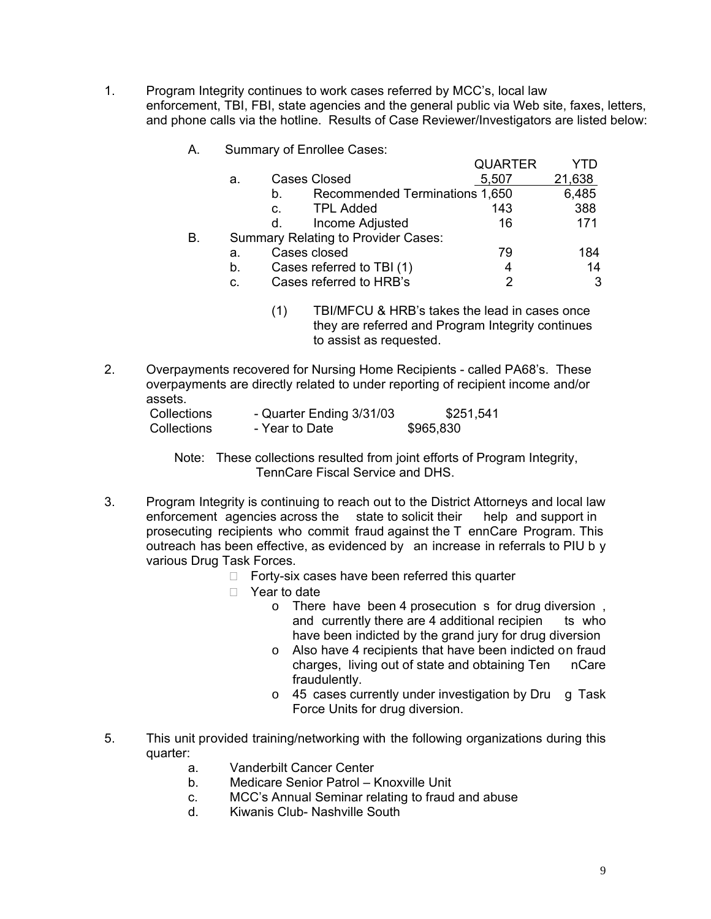1. Program Integrity continues to work cases referred by MCC's, local law enforcement, TBI, FBI, state agencies and the general public via Web site, faxes, letters, and phone calls via the hotline. Results of Case Reviewer/Investigators are listed below:

   A. Summary of Enrollee Cases:

| | | | QUARTER | YTD |
|---|---|---|---|---|
| a. | | Cases Closed | 5,507 | 21,638 |
| | b. | Recommended Terminations | 1,650 | 6,485 |
| | c. | TPL Added | 143 | 388 |
| | d. | Income Adjusted | 16 | 171 |

   B. Summary Relating to Provider Cases:

| | | QUARTER | YTD |
|---|---|---|---|
| a. | Cases closed | 79 | 184 |
| b. | Cases referred to TBI (1) | 4 | 14 |
| c. | Cases referred to HRB's | 2 | 3 |

   (1) TBI/MFCU & HRB's takes the lead in cases once they are referred and Program Integrity continues to assist as requested.

2. Overpayments recovered for Nursing Home Recipients - called PA68's. These overpayments are directly related to under reporting of recipient income and/or assets.

| | | |
|---|---|---|
| Collections | - Quarter Ending 3/31/03 | $251,541 |
| Collections | - Year to Date | $965,830 |

   Note: These collections resulted from joint efforts of Program Integrity, TennCare Fiscal Service and DHS.

3. Program Integrity is continuing to reach out to the District Attorneys and local law enforcement agencies across the state to solicit their help and support in prosecuting recipients who commit fraud against the TennCare Program. This outreach has been effective, as evidenced by an increase in referrals to PIU by various Drug Task Forces.
   - Forty-six cases have been referred this quarter
   - Year to date
     - There have been 4 prosecutions for drug diversion, and currently there are 4 additional recipients who have been indicted by the grand jury for drug diversion
     - Also have 4 recipients that have been indicted on fraud charges, living out of state and obtaining TennCare fraudulently.
     - 45 cases currently under investigation by Drug Task Force Units for drug diversion.

5. This unit provided training/networking with the following organizations during this quarter:
   a. Vanderbilt Cancer Center
   b. Medicare Senior Patrol – Knoxville Unit
   c. MCC's Annual Seminar relating to fraud and abuse
   d. Kiwanis Club- Nashville South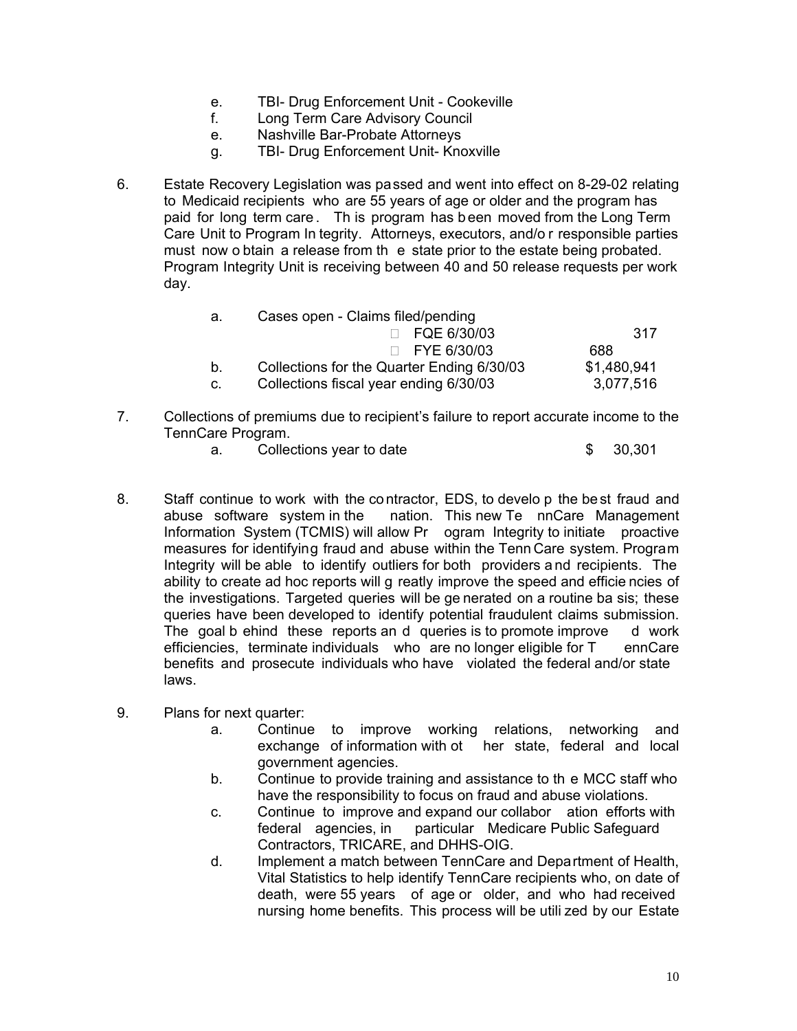e. TBI- Drug Enforcement Unit - Cookeville
   f. Long Term Care Advisory Council
   e. Nashville Bar-Probate Attorneys
   g. TBI- Drug Enforcement Unit- Knoxville

6. Estate Recovery Legislation was passed and went into effect on 8-29-02 relating to Medicaid recipients who are 55 years of age or older and the program has paid for long term care. This program has been moved from the Long Term Care Unit to Program Integrity. Attorneys, executors, and/or responsible parties must now obtain a release from the state prior to the estate being probated. Program Integrity Unit is receiving between 40 and 50 release requests per work day.

   a. Cases open - Claims filed/pending
      - FQE 6/30/03 — 317
      - FYE 6/30/03 — 688
   b. Collections for the Quarter Ending 6/30/03 — $1,480,941
   c. Collections fiscal year ending 6/30/03 — 3,077,516

7. Collections of premiums due to recipient's failure to report accurate income to the TennCare Program.
   a. Collections year to date — $ 30,301

8. Staff continue to work with the contractor, EDS, to develop the best fraud and abuse software system in the nation. This new TennCare Management Information System (TCMIS) will allow Program Integrity to initiate proactive measures for identifying fraud and abuse within the TennCare system. Program Integrity will be able to identify outliers for both providers and recipients. The ability to create ad hoc reports will greatly improve the speed and efficiencies of the investigations. Targeted queries will be generated on a routine basis; these queries have been developed to identify potential fraudulent claims submission. The goal behind these reports and queries is to promote improved work efficiencies, terminate individuals who are no longer eligible for TennCare benefits and prosecute individuals who have violated the federal and/or state laws.

9. Plans for next quarter:
   a. Continue to improve working relations, networking and exchange of information with other state, federal and local government agencies.
   b. Continue to provide training and assistance to the MCC staff who have the responsibility to focus on fraud and abuse violations.
   c. Continue to improve and expand our collaboration efforts with federal agencies, in particular Medicare Public Safeguard Contractors, TRICARE, and DHHS-OIG.
   d. Implement a match between TennCare and Department of Health, Vital Statistics to help identify TennCare recipients who, on date of death, were 55 years of age or older, and who had received nursing home benefits. This process will be utilized by our Estate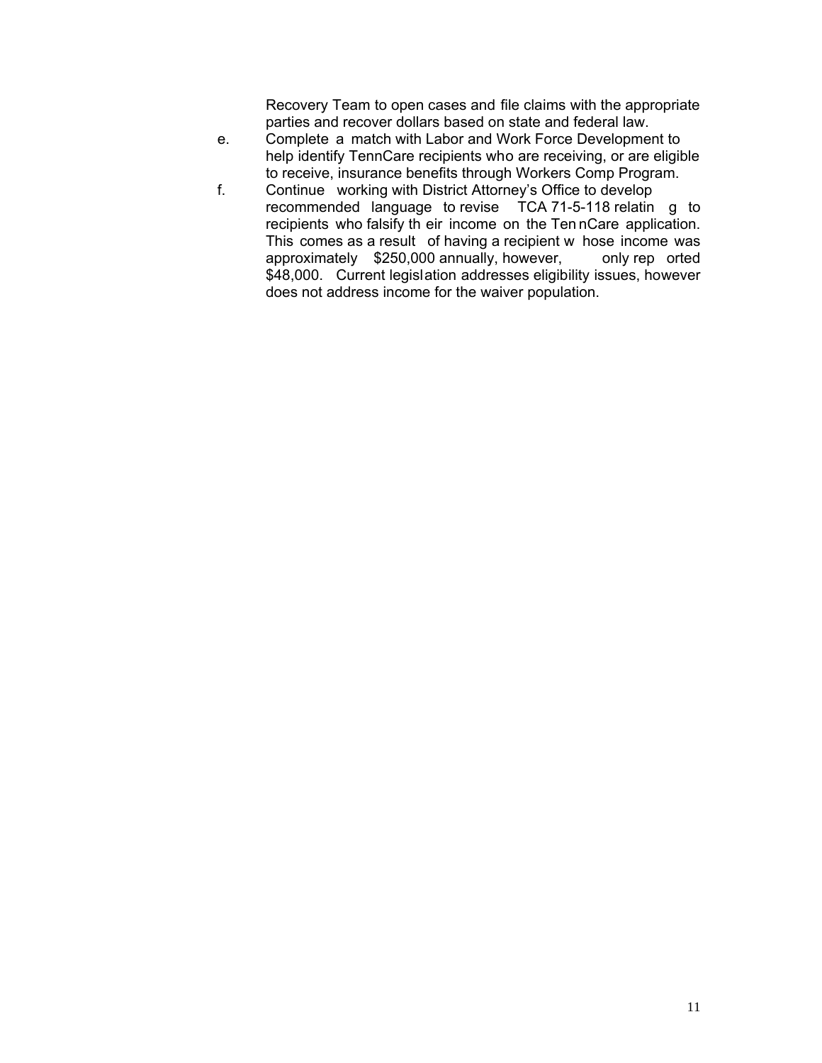Recovery Team to open cases and file claims with the appropriate parties and recover dollars based on state and federal law.

e. Complete a match with Labor and Work Force Development to help identify TennCare recipients who are receiving, or are eligible to receive, insurance benefits through Workers Comp Program.

f. Continue working with District Attorney's Office to develop recommended language to revise TCA 71-5-118 relating to recipients who falsify their income on the TennCare application. This comes as a result of having a recipient whose income was approximately $250,000 annually, however, only reported $48,000. Current legislation addresses eligibility issues, however does not address income for the waiver population.